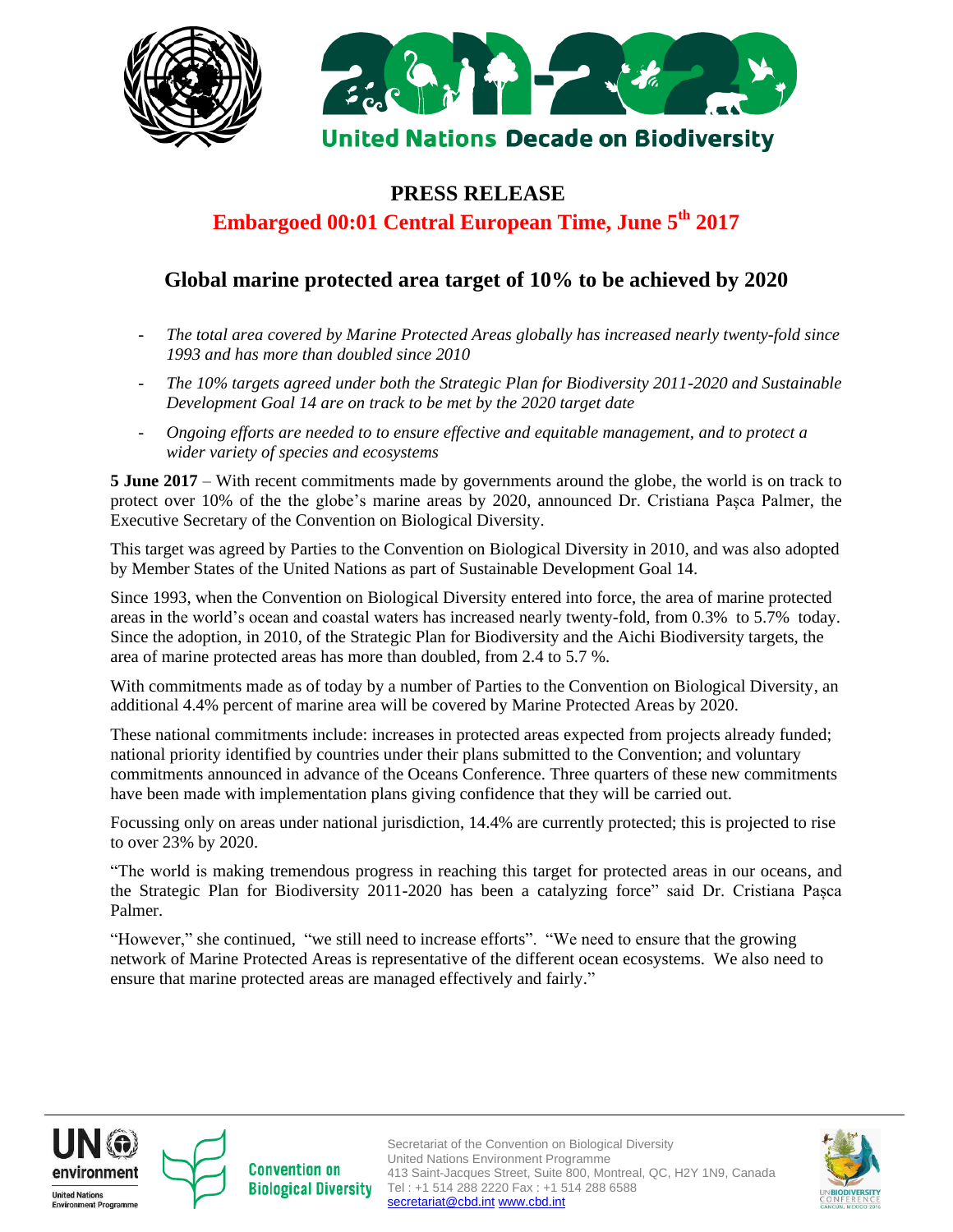United Nations Decade on Biodiversity

**PRESS RELEASE**

**Embargoed 00:01 Central European Time, June 5th 2017**

## Global marine protected area target of 10% to be achieved by 2020

- *The total area covered by Marine Protected Areas globally has increased nearly twenty-fold since 1993 and has more than doubled since 2010*
- *The 10% targets agreed under both the Strategic Plan for Biodiversity 2011-2020 and Sustainable Development Goal 14 are on track to be met by the 2020 target date*
- *Ongoing efforts are needed to to ensure effective and equitable management, and to protect a wider variety of species and ecosystems*

**5 June 2017** – With recent commitments made by governments around the globe, the world is on track to protect over 10% of the the globe's marine areas by 2020, announced Dr. Cristiana Pașca Palmer, the Executive Secretary of the Convention on Biological Diversity.

This target was agreed by Parties to the Convention on Biological Diversity in 2010, and was also adopted by Member States of the United Nations as part of Sustainable Development Goal 14.

Since 1993, when the Convention on Biological Diversity entered into force, the area of marine protected areas in the world's ocean and coastal waters has increased nearly twenty-fold, from 0.3% to 5.7% today. Since the adoption, in 2010, of the Strategic Plan for Biodiversity and the Aichi Biodiversity targets, the area of marine protected areas has more than doubled, from 2.4 to 5.7 %.

With commitments made as of today by a number of Parties to the Convention on Biological Diversity, an additional 4.4% percent of marine area will be covered by Marine Protected Areas by 2020.

These national commitments include: increases in protected areas expected from projects already funded; national priority identified by countries under their plans submitted to the Convention; and voluntary commitments announced in advance of the Oceans Conference. Three quarters of these new commitments have been made with implementation plans giving confidence that they will be carried out.

Focussing only on areas under national jurisdiction, 14.4% are currently protected; this is projected to rise to over 23% by 2020.

"The world is making tremendous progress in reaching this target for protected areas in our oceans, and the Strategic Plan for Biodiversity 2011-2020 has been a catalyzing force" said Dr. Cristiana Pașca Palmer.

"However," she continued, "we still need to increase efforts". "We need to ensure that the growing network of Marine Protected Areas is representative of the different ocean ecosystems. We also need to ensure that marine protected areas are managed effectively and fairly."

Secretariat of the Convention on Biological Diversity
United Nations Environment Programme
413 Saint-Jacques Street, Suite 800, Montreal, QC, H2Y 1N9, Canada
Tel : +1 514 288 2220 Fax : +1 514 288 6588
secretariat@cbd.int www.cbd.int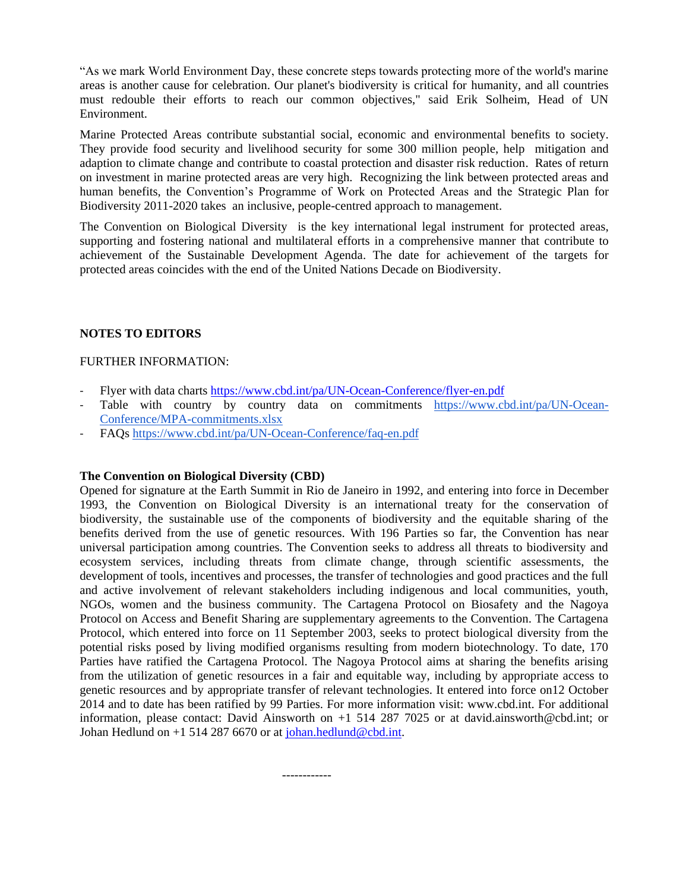"As we mark World Environment Day, these concrete steps towards protecting more of the world's marine areas is another cause for celebration. Our planet's biodiversity is critical for humanity, and all countries must redouble their efforts to reach our common objectives," said Erik Solheim, Head of UN Environment.

Marine Protected Areas contribute substantial social, economic and environmental benefits to society. They provide food security and livelihood security for some 300 million people, help mitigation and adaption to climate change and contribute to coastal protection and disaster risk reduction. Rates of return on investment in marine protected areas are very high. Recognizing the link between protected areas and human benefits, the Convention's Programme of Work on Protected Areas and the Strategic Plan for Biodiversity 2011-2020 takes an inclusive, people-centred approach to management.

The Convention on Biological Diversity is the key international legal instrument for protected areas, supporting and fostering national and multilateral efforts in a comprehensive manner that contribute to achievement of the Sustainable Development Agenda. The date for achievement of the targets for protected areas coincides with the end of the United Nations Decade on Biodiversity.

**NOTES TO EDITORS**

FURTHER INFORMATION:

- Flyer with data charts https://www.cbd.int/pa/UN-Ocean-Conference/flyer-en.pdf
- Table with country by country data on commitments https://www.cbd.int/pa/UN-Ocean-Conference/MPA-commitments.xlsx
- FAQs https://www.cbd.int/pa/UN-Ocean-Conference/faq-en.pdf

**The Convention on Biological Diversity (CBD)**
Opened for signature at the Earth Summit in Rio de Janeiro in 1992, and entering into force in December 1993, the Convention on Biological Diversity is an international treaty for the conservation of biodiversity, the sustainable use of the components of biodiversity and the equitable sharing of the benefits derived from the use of genetic resources. With 196 Parties so far, the Convention has near universal participation among countries. The Convention seeks to address all threats to biodiversity and ecosystem services, including threats from climate change, through scientific assessments, the development of tools, incentives and processes, the transfer of technologies and good practices and the full and active involvement of relevant stakeholders including indigenous and local communities, youth, NGOs, women and the business community. The Cartagena Protocol on Biosafety and the Nagoya Protocol on Access and Benefit Sharing are supplementary agreements to the Convention. The Cartagena Protocol, which entered into force on 11 September 2003, seeks to protect biological diversity from the potential risks posed by living modified organisms resulting from modern biotechnology. To date, 170 Parties have ratified the Cartagena Protocol. The Nagoya Protocol aims at sharing the benefits arising from the utilization of genetic resources in a fair and equitable way, including by appropriate access to genetic resources and by appropriate transfer of relevant technologies. It entered into force on12 October 2014 and to date has been ratified by 99 Parties. For more information visit: www.cbd.int. For additional information, please contact: David Ainsworth on +1 514 287 7025 or at david.ainsworth@cbd.int; or Johan Hedlund on +1 514 287 6670 or at johan.hedlund@cbd.int.

------------